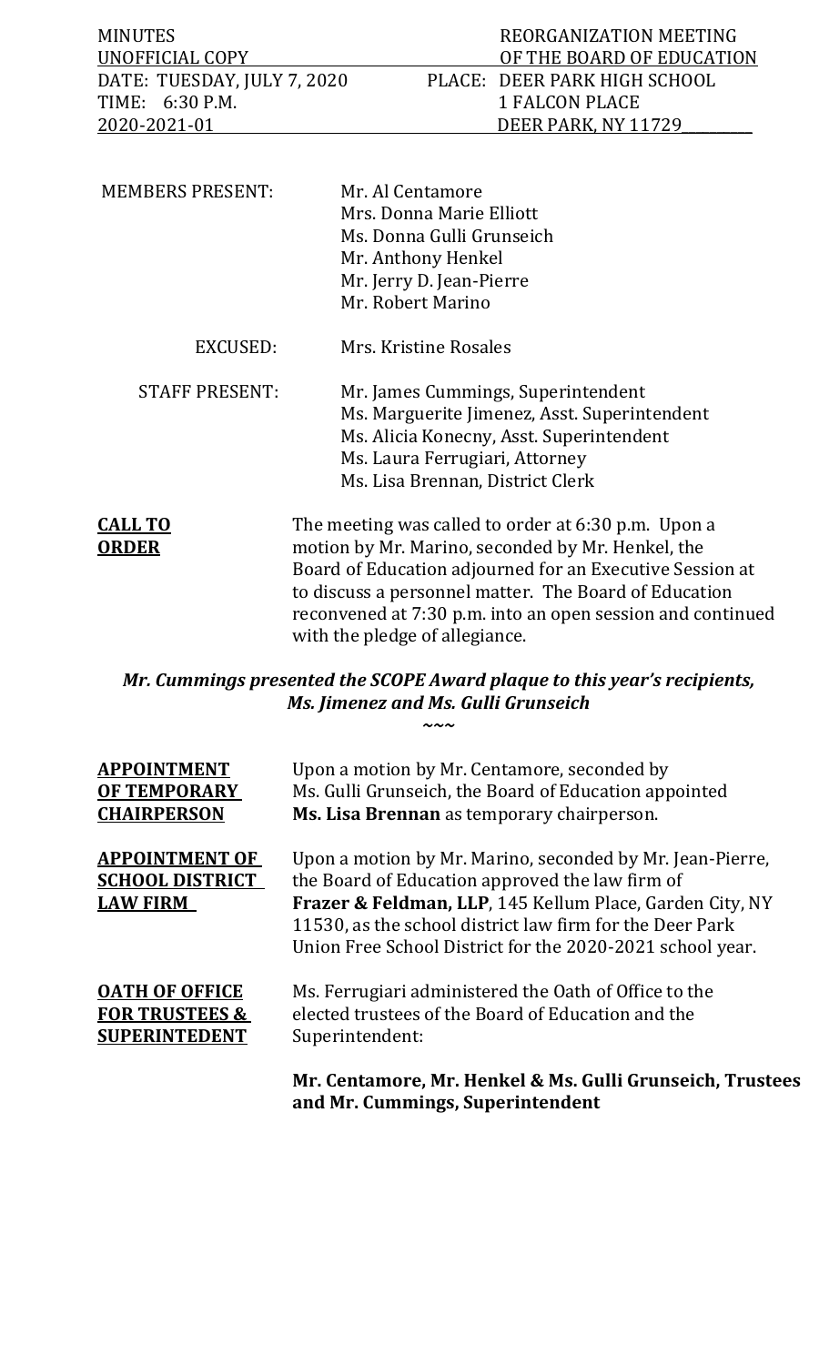| MINUTES | REORGANIZATION MEETING |
| --- | --- |
| UNOFFICIAL COPY | OF THE BOARD OF EDUCATION |
| DATE: TUESDAY, JULY 7, 2020 | PLACE: DEER PARK HIGH SCHOOL |
| TIME: 6:30 P.M. | 1 FALCON PLACE |
| 2020-2021-01 | DEER PARK, NY 11729 |

MEMBERS PRESENT:
Mr. Al Centamore
Mrs. Donna Marie Elliott
Ms. Donna Gulli Grunseich
Mr. Anthony Henkel
Mr. Jerry D. Jean-Pierre
Mr. Robert Marino

EXCUSED:
Mrs. Kristine Rosales

STAFF PRESENT:
Mr. James Cummings, Superintendent
Ms. Marguerite Jimenez, Asst. Superintendent
Ms. Alicia Konecny, Asst. Superintendent
Ms. Laura Ferrugiari, Attorney
Ms. Lisa Brennan, District Clerk

**CALL TO ORDER**

The meeting was called to order at 6:30 p.m. Upon a motion by Mr. Marino, seconded by Mr. Henkel, the Board of Education adjourned for an Executive Session at to discuss a personnel matter. The Board of Education reconvened at 7:30 p.m. into an open session and continued with the pledge of allegiance.

***Mr. Cummings presented the SCOPE Award plaque to this year's recipients, Ms. Jimenez and Ms. Gulli Grunseich***

~~~

**APPOINTMENT OF TEMPORARY CHAIRPERSON**

Upon a motion by Mr. Centamore, seconded by Ms. Gulli Grunseich, the Board of Education appointed **Ms. Lisa Brennan** as temporary chairperson.

**APPOINTMENT OF SCHOOL DISTRICT LAW FIRM**

Upon a motion by Mr. Marino, seconded by Mr. Jean-Pierre, the Board of Education approved the law firm of **Frazer & Feldman, LLP**, 145 Kellum Place, Garden City, NY 11530, as the school district law firm for the Deer Park Union Free School District for the 2020-2021 school year.

**OATH OF OFFICE FOR TRUSTEES & SUPERINTENDENT**

Ms. Ferrugiari administered the Oath of Office to the elected trustees of the Board of Education and the Superintendent:

**Mr. Centamore, Mr. Henkel & Ms. Gulli Grunseich, Trustees and Mr. Cummings, Superintendent**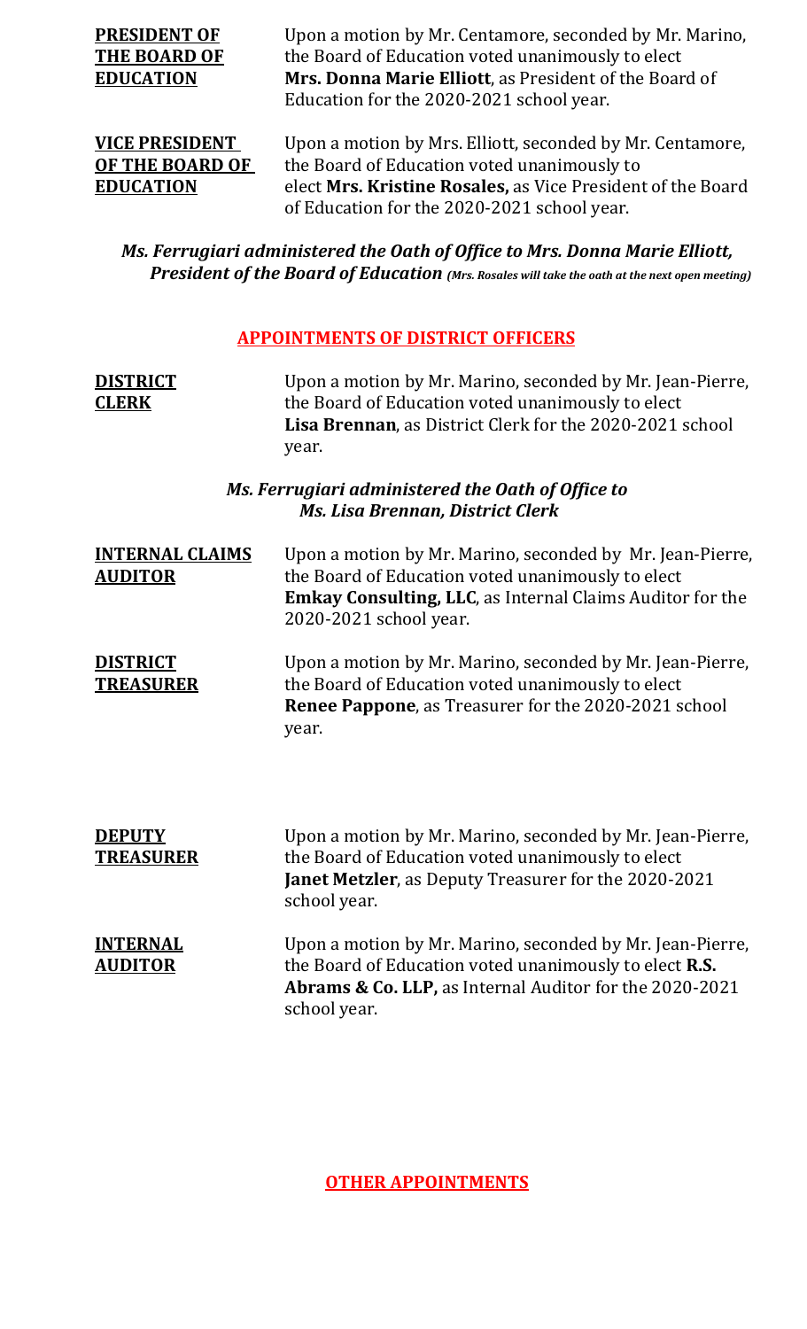**PRESIDENT OF THE BOARD OF EDUCATION**

Upon a motion by Mr. Centamore, seconded by Mr. Marino, the Board of Education voted unanimously to elect **Mrs. Donna Marie Elliott**, as President of the Board of Education for the 2020-2021 school year.

**VICE PRESIDENT OF THE BOARD OF EDUCATION**

Upon a motion by Mrs. Elliott, seconded by Mr. Centamore, the Board of Education voted unanimously to elect **Mrs. Kristine Rosales,** as Vice President of the Board of Education for the 2020-2021 school year.

***Ms. Ferrugiari administered the Oath of Office to Mrs. Donna Marie Elliott, President of the Board of Education*** *(Mrs. Rosales will take the oath at the next open meeting)*

## APPOINTMENTS OF DISTRICT OFFICERS

**DISTRICT CLERK**

Upon a motion by Mr. Marino, seconded by Mr. Jean-Pierre, the Board of Education voted unanimously to elect **Lisa Brennan**, as District Clerk for the 2020-2021 school year.

***Ms. Ferrugiari administered the Oath of Office to Ms. Lisa Brennan, District Clerk***

**INTERNAL CLAIMS AUDITOR**

Upon a motion by Mr. Marino, seconded by Mr. Jean-Pierre, the Board of Education voted unanimously to elect **Emkay Consulting, LLC**, as Internal Claims Auditor for the 2020-2021 school year.

**DISTRICT TREASURER**

Upon a motion by Mr. Marino, seconded by Mr. Jean-Pierre, the Board of Education voted unanimously to elect **Renee Pappone**, as Treasurer for the 2020-2021 school year.

**DEPUTY TREASURER**

Upon a motion by Mr. Marino, seconded by Mr. Jean-Pierre, the Board of Education voted unanimously to elect **Janet Metzler**, as Deputy Treasurer for the 2020-2021 school year.

**INTERNAL AUDITOR**

Upon a motion by Mr. Marino, seconded by Mr. Jean-Pierre, the Board of Education voted unanimously to elect **R.S. Abrams & Co. LLP,** as Internal Auditor for the 2020-2021 school year.

## OTHER APPOINTMENTS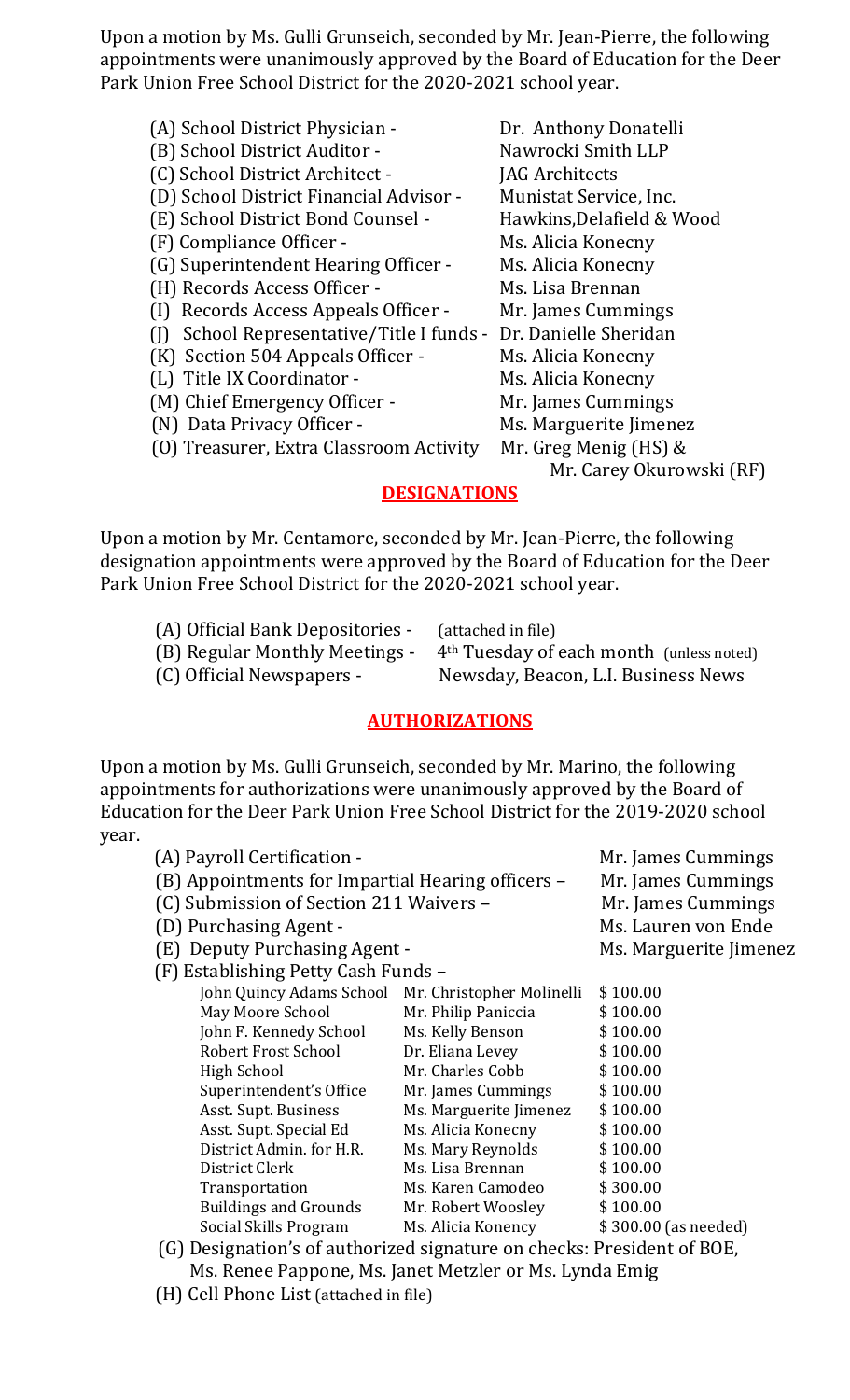Upon a motion by Ms. Gulli Grunseich, seconded by Mr. Jean-Pierre, the following appointments were unanimously approved by the Board of Education for the Deer Park Union Free School District for the 2020-2021 school year.

(A) School District Physician - Dr. Anthony Donatelli
(B) School District Auditor - Nawrocki Smith LLP
(C) School District Architect - JAG Architects
(D) School District Financial Advisor - Munistat Service, Inc.
(E) School District Bond Counsel - Hawkins,Delafield & Wood
(F) Compliance Officer - Ms. Alicia Konecny
(G) Superintendent Hearing Officer - Ms. Alicia Konecny
(H) Records Access Officer - Ms. Lisa Brennan
(I) Records Access Appeals Officer - Mr. James Cummings
(J) School Representative/Title I funds - Dr. Danielle Sheridan
(K) Section 504 Appeals Officer - Ms. Alicia Konecny
(L) Title IX Coordinator - Ms. Alicia Konecny
(M) Chief Emergency Officer - Mr. James Cummings
(N) Data Privacy Officer - Ms. Marguerite Jimenez
(O) Treasurer, Extra Classroom Activity Mr. Greg Menig (HS) & Mr. Carey Okurowski (RF)

## DESIGNATIONS

Upon a motion by Mr. Centamore, seconded by Mr. Jean-Pierre, the following designation appointments were approved by the Board of Education for the Deer Park Union Free School District for the 2020-2021 school year.

(A) Official Bank Depositories - (attached in file)
(B) Regular Monthly Meetings - 4th Tuesday of each month (unless noted)
(C) Official Newspapers - Newsday, Beacon, L.I. Business News

## AUTHORIZATIONS

Upon a motion by Ms. Gulli Grunseich, seconded by Mr. Marino, the following appointments for authorizations were unanimously approved by the Board of Education for the Deer Park Union Free School District for the 2019-2020 school year.

(A) Payroll Certification - Mr. James Cummings
(B) Appointments for Impartial Hearing officers – Mr. James Cummings
(C) Submission of Section 211 Waivers – Mr. James Cummings
(D) Purchasing Agent - Ms. Lauren von Ende
(E) Deputy Purchasing Agent - Ms. Marguerite Jimenez
(F) Establishing Petty Cash Funds –

| | | |
|---|---|---|
| John Quincy Adams School | Mr. Christopher Molinelli | $ 100.00 |
| May Moore School | Mr. Philip Paniccia | $ 100.00 |
| John F. Kennedy School | Ms. Kelly Benson | $ 100.00 |
| Robert Frost School | Dr. Eliana Levey | $ 100.00 |
| High School | Mr. Charles Cobb | $ 100.00 |
| Superintendent's Office | Mr. James Cummings | $ 100.00 |
| Asst. Supt. Business | Ms. Marguerite Jimenez | $ 100.00 |
| Asst. Supt. Special Ed | Ms. Alicia Konecny | $ 100.00 |
| District Admin. for H.R. | Ms. Mary Reynolds | $ 100.00 |
| District Clerk | Ms. Lisa Brennan | $ 100.00 |
| Transportation | Ms. Karen Camodeo | $ 300.00 |
| Buildings and Grounds | Mr. Robert Woosley | $ 100.00 |
| Social Skills Program | Ms. Alicia Konency | $ 300.00 (as needed) |

(G) Designation's of authorized signature on checks: President of BOE, Ms. Renee Pappone, Ms. Janet Metzler or Ms. Lynda Emig

(H) Cell Phone List (attached in file)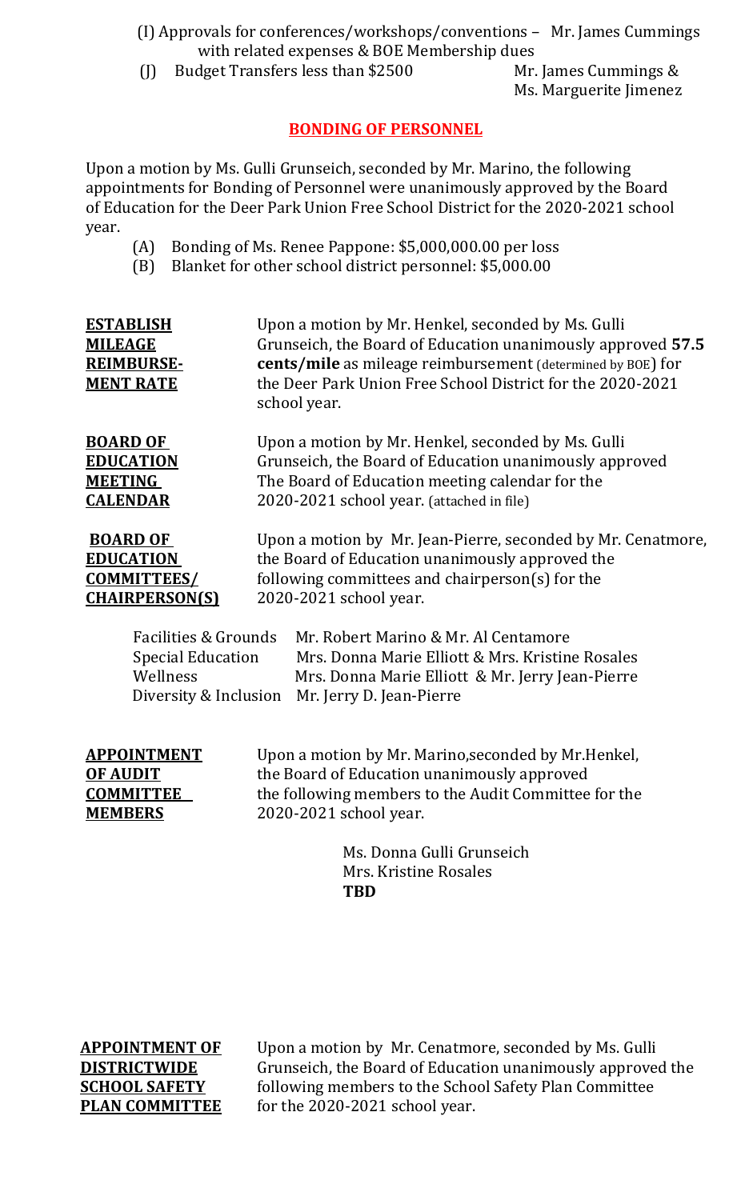(I) Approvals for conferences/workshops/conventions – Mr. James Cummings with related expenses & BOE Membership dues

(J) Budget Transfers less than $2500 Mr. James Cummings & Ms. Marguerite Jimenez

## BONDING OF PERSONNEL

Upon a motion by Ms. Gulli Grunseich, seconded by Mr. Marino, the following appointments for Bonding of Personnel were unanimously approved by the Board of Education for the Deer Park Union Free School District for the 2020-2021 school year.

(A) Bonding of Ms. Renee Pappone: $5,000,000.00 per loss

(B) Blanket for other school district personnel: $5,000.00

**ESTABLISH MILEAGE REIMBURSEMENT RATE**

Upon a motion by Mr. Henkel, seconded by Ms. Gulli Grunseich, the Board of Education unanimously approved **57.5 cents/mile** as mileage reimbursement (determined by BOE) for the Deer Park Union Free School District for the 2020-2021 school year.

**BOARD OF EDUCATION MEETING CALENDAR**

Upon a motion by Mr. Henkel, seconded by Ms. Gulli Grunseich, the Board of Education unanimously approved The Board of Education meeting calendar for the 2020-2021 school year. (attached in file)

**BOARD OF EDUCATION COMMITTEES/ CHAIRPERSON(S)**

Upon a motion by Mr. Jean-Pierre, seconded by Mr. Cenatmore, the Board of Education unanimously approved the following committees and chairperson(s) for the 2020-2021 school year.

| | |
|---|---|
| Facilities & Grounds | Mr. Robert Marino & Mr. Al Centamore |
| Special Education | Mrs. Donna Marie Elliott & Mrs. Kristine Rosales |
| Wellness | Mrs. Donna Marie Elliott & Mr. Jerry Jean-Pierre |
| Diversity & Inclusion | Mr. Jerry D. Jean-Pierre |

**APPOINTMENT OF AUDIT COMMITTEE MEMBERS**

Upon a motion by Mr. Marino,seconded by Mr.Henkel, the Board of Education unanimously approved the following members to the Audit Committee for the 2020-2021 school year.

Ms. Donna Gulli Grunseich
Mrs. Kristine Rosales
**TBD**

**APPOINTMENT OF DISTRICTWIDE SCHOOL SAFETY PLAN COMMITTEE**

Upon a motion by Mr. Cenatmore, seconded by Ms. Gulli Grunseich, the Board of Education unanimously approved the following members to the School Safety Plan Committee for the 2020-2021 school year.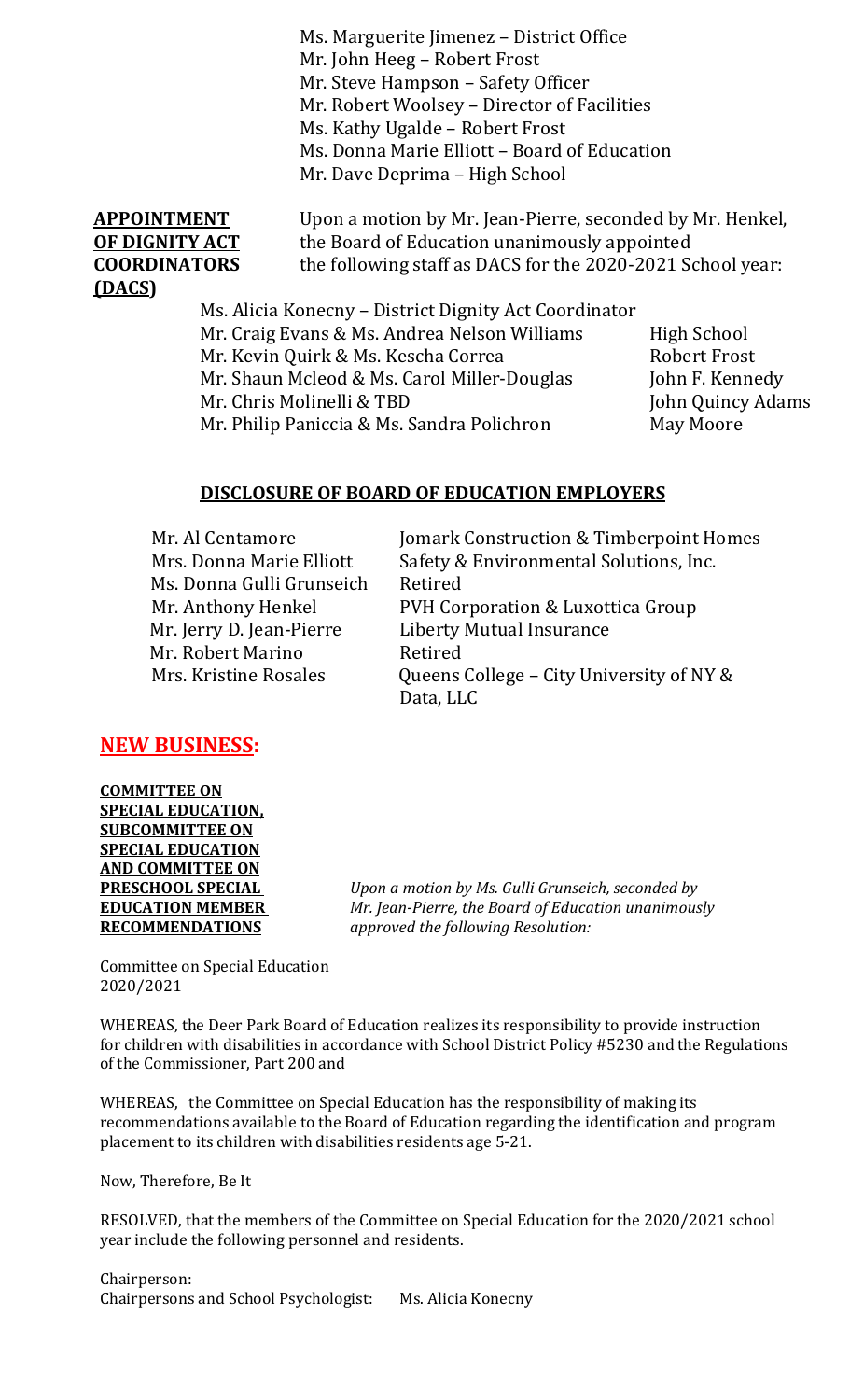Ms. Marguerite Jimenez – District Office
Mr. John Heeg – Robert Frost
Mr. Steve Hampson – Safety Officer
Mr. Robert Woolsey – Director of Facilities
Ms. Kathy Ugalde – Robert Frost
Ms. Donna Marie Elliott – Board of Education
Mr. Dave Deprima – High School

**APPOINTMENT OF DIGNITY ACT COORDINATORS (DACS)**

Upon a motion by Mr. Jean-Pierre, seconded by Mr. Henkel, the Board of Education unanimously appointed the following staff as DACS for the 2020-2021 School year:

Ms. Alicia Konecny – District Dignity Act Coordinator

| | |
|---|---|
| Mr. Craig Evans & Ms. Andrea Nelson Williams | High School |
| Mr. Kevin Quirk & Ms. Kescha Correa | Robert Frost |
| Mr. Shaun Mcleod & Ms. Carol Miller-Douglas | John F. Kennedy |
| Mr. Chris Molinelli & TBD | John Quincy Adams |
| Mr. Philip Paniccia & Ms. Sandra Polichron | May Moore |

**DISCLOSURE OF BOARD OF EDUCATION EMPLOYERS**

| | |
|---|---|
| Mr. Al Centamore | Jomark Construction & Timberpoint Homes |
| Mrs. Donna Marie Elliott | Safety & Environmental Solutions, Inc. |
| Ms. Donna Gulli Grunseich | Retired |
| Mr. Anthony Henkel | PVH Corporation & Luxottica Group |
| Mr. Jerry D. Jean-Pierre | Liberty Mutual Insurance |
| Mr. Robert Marino | Retired |
| Mrs. Kristine Rosales | Queens College – City University of NY & Data, LLC |

## NEW BUSINESS:

**COMMITTEE ON SPECIAL EDUCATION, SUBCOMMITTEE ON SPECIAL EDUCATION AND COMMITTEE ON PRESCHOOL SPECIAL EDUCATION MEMBER RECOMMENDATIONS**

*Upon a motion by Ms. Gulli Grunseich, seconded by Mr. Jean-Pierre, the Board of Education unanimously approved the following Resolution:*

Committee on Special Education
2020/2021

WHEREAS, the Deer Park Board of Education realizes its responsibility to provide instruction for children with disabilities in accordance with School District Policy #5230 and the Regulations of the Commissioner, Part 200 and

WHEREAS, the Committee on Special Education has the responsibility of making its recommendations available to the Board of Education regarding the identification and program placement to its children with disabilities residents age 5-21.

Now, Therefore, Be It

RESOLVED, that the members of the Committee on Special Education for the 2020/2021 school year include the following personnel and residents.

Chairperson:
Chairpersons and School Psychologist: Ms. Alicia Konecny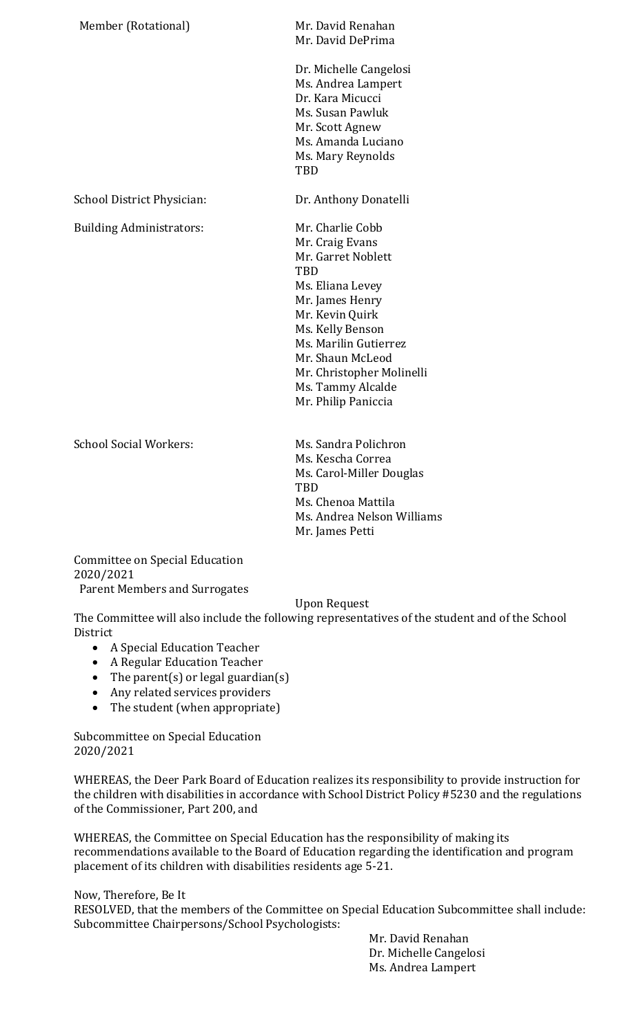| | |
|---|---|
| Member (Rotational) | Mr. David Renahan<br>Mr. David DePrima<br><br>Dr. Michelle Cangelosi<br>Ms. Andrea Lampert<br>Dr. Kara Micucci<br>Ms. Susan Pawluk<br>Mr. Scott Agnew<br>Ms. Amanda Luciano<br>Ms. Mary Reynolds<br>TBD |
| School District Physician: | Dr. Anthony Donatelli |
| Building Administrators: | Mr. Charlie Cobb<br>Mr. Craig Evans<br>Mr. Garret Noblett<br>TBD<br>Ms. Eliana Levey<br>Mr. James Henry<br>Mr. Kevin Quirk<br>Ms. Kelly Benson<br>Ms. Marilin Gutierrez<br>Mr. Shaun McLeod<br>Mr. Christopher Molinelli<br>Ms. Tammy Alcalde<br>Mr. Philip Paniccia |
| School Social Workers: | Ms. Sandra Polichron<br>Ms. Kescha Correa<br>Ms. Carol-Miller Douglas<br>TBD<br>Ms. Chenoa Mattila<br>Ms. Andrea Nelson Williams<br>Mr. James Petti |

Committee on Special Education
2020/2021
Parent Members and Surrogates

Upon Request

The Committee will also include the following representatives of the student and of the School District

- A Special Education Teacher
- A Regular Education Teacher
- The parent(s) or legal guardian(s)
- Any related services providers
- The student (when appropriate)

Subcommittee on Special Education
2020/2021

WHEREAS, the Deer Park Board of Education realizes its responsibility to provide instruction for the children with disabilities in accordance with School District Policy #5230 and the regulations of the Commissioner, Part 200, and

WHEREAS, the Committee on Special Education has the responsibility of making its recommendations available to the Board of Education regarding the identification and program placement of its children with disabilities residents age 5-21.

Now, Therefore, Be It
RESOLVED, that the members of the Committee on Special Education Subcommittee shall include:
Subcommittee Chairpersons/School Psychologists:

Mr. David Renahan
Dr. Michelle Cangelosi
Ms. Andrea Lampert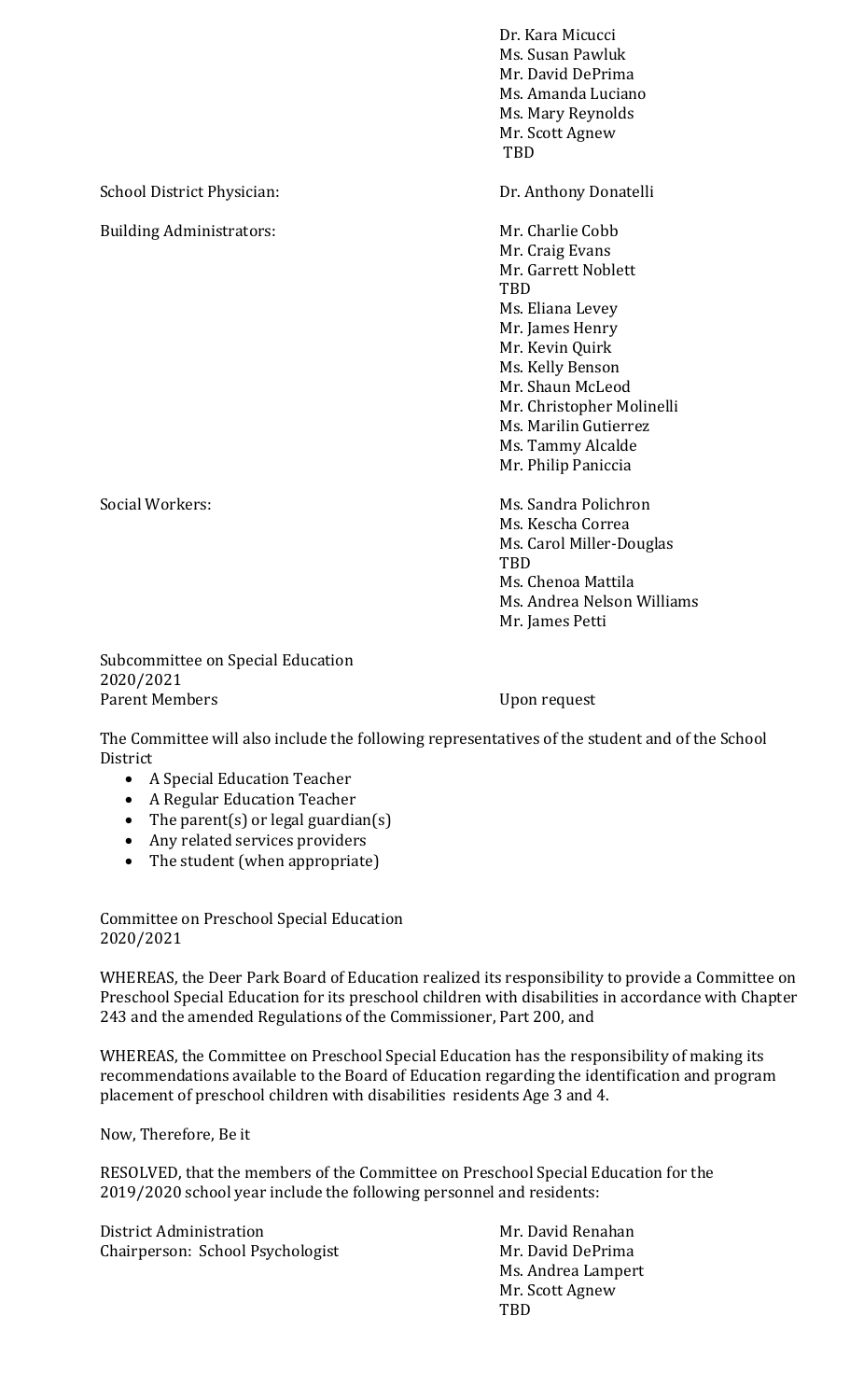| | |
|---|---|
| | Dr. Kara Micucci<br>Ms. Susan Pawluk<br>Mr. David DePrima<br>Ms. Amanda Luciano<br>Ms. Mary Reynolds<br>Mr. Scott Agnew<br>TBD |
| School District Physician: | Dr. Anthony Donatelli |
| Building Administrators: | Mr. Charlie Cobb<br>Mr. Craig Evans<br>Mr. Garrett Noblett<br>TBD<br>Ms. Eliana Levey<br>Mr. James Henry<br>Mr. Kevin Quirk<br>Ms. Kelly Benson<br>Mr. Shaun McLeod<br>Mr. Christopher Molinelli<br>Ms. Marilin Gutierrez<br>Ms. Tammy Alcalde<br>Mr. Philip Paniccia |
| Social Workers: | Ms. Sandra Polichron<br>Ms. Kescha Correa<br>Ms. Carol Miller-Douglas<br>TBD<br>Ms. Chenoa Mattila<br>Ms. Andrea Nelson Williams<br>Mr. James Petti |

Subcommittee on Special Education
2020/2021

| | |
|---|---|
| Parent Members | Upon request |

The Committee will also include the following representatives of the student and of the School District

- A Special Education Teacher
- A Regular Education Teacher
- The parent(s) or legal guardian(s)
- Any related services providers
- The student (when appropriate)

Committee on Preschool Special Education
2020/2021

WHEREAS, the Deer Park Board of Education realized its responsibility to provide a Committee on Preschool Special Education for its preschool children with disabilities in accordance with Chapter 243 and the amended Regulations of the Commissioner, Part 200, and

WHEREAS, the Committee on Preschool Special Education has the responsibility of making its recommendations available to the Board of Education regarding the identification and program placement of preschool children with disabilities residents Age 3 and 4.

Now, Therefore, Be it

RESOLVED, that the members of the Committee on Preschool Special Education for the 2019/2020 school year include the following personnel and residents:

| | |
|---|---|
| District Administration | Mr. David Renahan |
| Chairperson: School Psychologist | Mr. David DePrima<br>Ms. Andrea Lampert<br>Mr. Scott Agnew<br>TBD |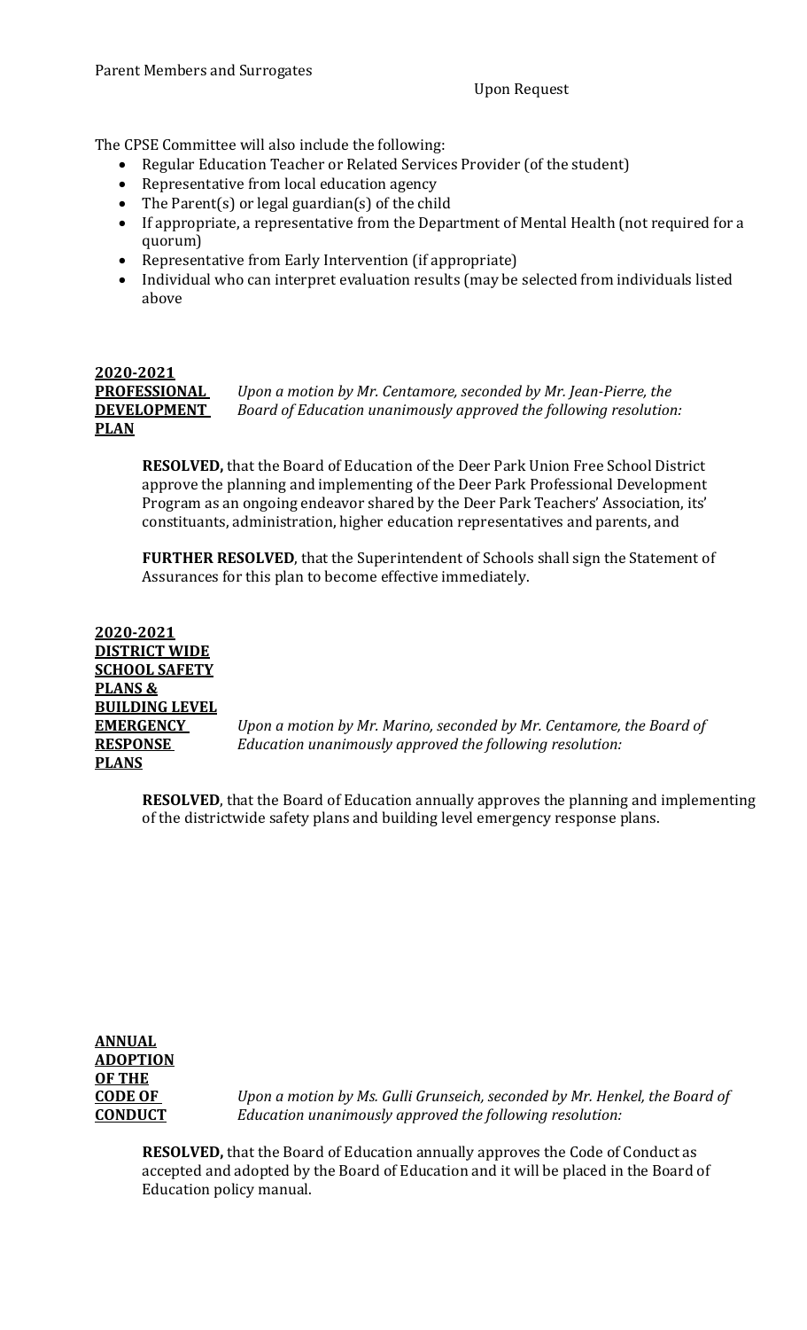Parent Members and Surrogates Upon Request

The CPSE Committee will also include the following:

- Regular Education Teacher or Related Services Provider (of the student)
- Representative from local education agency
- The Parent(s) or legal guardian(s) of the child
- If appropriate, a representative from the Department of Mental Health (not required for a quorum)
- Representative from Early Intervention (if appropriate)
- Individual who can interpret evaluation results (may be selected from individuals listed above

**2020-2021 PROFESSIONAL DEVELOPMENT PLAN**

*Upon a motion by Mr. Centamore, seconded by Mr. Jean-Pierre, the Board of Education unanimously approved the following resolution:*

**RESOLVED,** that the Board of Education of the Deer Park Union Free School District approve the planning and implementing of the Deer Park Professional Development Program as an ongoing endeavor shared by the Deer Park Teachers' Association, its' constituants, administration, higher education representatives and parents, and

**FURTHER RESOLVED**, that the Superintendent of Schools shall sign the Statement of Assurances for this plan to become effective immediately.

**2020-2021 DISTRICT WIDE SCHOOL SAFETY PLANS & BUILDING LEVEL EMERGENCY RESPONSE PLANS**

*Upon a motion by Mr. Marino, seconded by Mr. Centamore, the Board of Education unanimously approved the following resolution:*

**RESOLVED**, that the Board of Education annually approves the planning and implementing of the districtwide safety plans and building level emergency response plans.

**ANNUAL ADOPTION OF THE CODE OF CONDUCT**

*Upon a motion by Ms. Gulli Grunseich, seconded by Mr. Henkel, the Board of Education unanimously approved the following resolution:*

**RESOLVED,** that the Board of Education annually approves the Code of Conduct as accepted and adopted by the Board of Education and it will be placed in the Board of Education policy manual.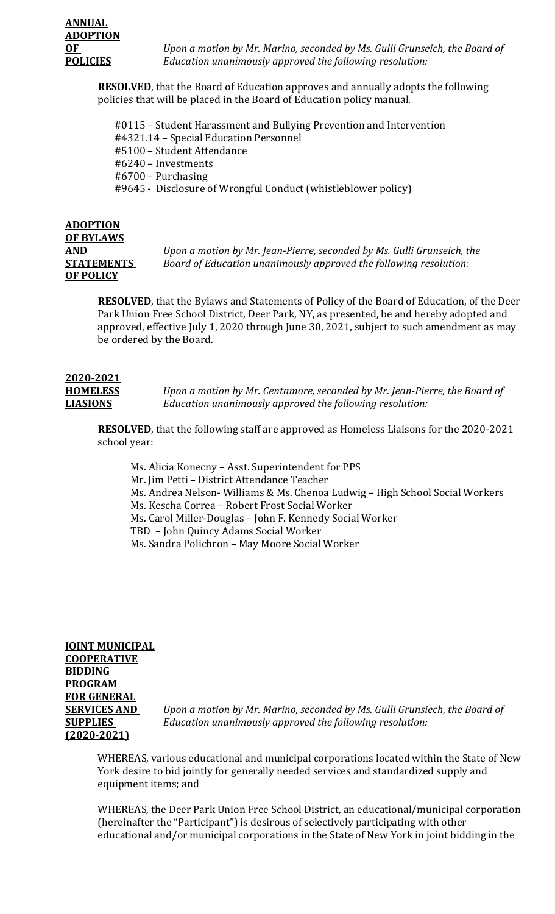**ANNUAL ADOPTION OF POLICIES**

*Upon a motion by Mr. Marino, seconded by Ms. Gulli Grunseich, the Board of Education unanimously approved the following resolution:*

**RESOLVED**, that the Board of Education approves and annually adopts the following policies that will be placed in the Board of Education policy manual.

#0115 – Student Harassment and Bullying Prevention and Intervention
#4321.14 – Special Education Personnel
#5100 – Student Attendance
#6240 – Investments
#6700 – Purchasing
#9645 - Disclosure of Wrongful Conduct (whistleblower policy)

**ADOPTION OF BYLAWS AND STATEMENTS OF POLICY**

*Upon a motion by Mr. Jean-Pierre, seconded by Ms. Gulli Grunseich, the Board of Education unanimously approved the following resolution:*

**RESOLVED**, that the Bylaws and Statements of Policy of the Board of Education, of the Deer Park Union Free School District, Deer Park, NY, as presented, be and hereby adopted and approved, effective July 1, 2020 through June 30, 2021, subject to such amendment as may be ordered by the Board.

**2020-2021 HOMELESS LIASIONS**

*Upon a motion by Mr. Centamore, seconded by Mr. Jean-Pierre, the Board of Education unanimously approved the following resolution:*

**RESOLVED**, that the following staff are approved as Homeless Liaisons for the 2020-2021 school year:

Ms. Alicia Konecny – Asst. Superintendent for PPS
Mr. Jim Petti – District Attendance Teacher
Ms. Andrea Nelson- Williams & Ms. Chenoa Ludwig – High School Social Workers
Ms. Kescha Correa – Robert Frost Social Worker
Ms. Carol Miller-Douglas – John F. Kennedy Social Worker
TBD – John Quincy Adams Social Worker
Ms. Sandra Polichron – May Moore Social Worker

**JOINT MUNICIPAL COOPERATIVE BIDDING PROGRAM FOR GENERAL SERVICES AND SUPPLIES (2020-2021)**

*Upon a motion by Mr. Marino, seconded by Ms. Gulli Grunsiech, the Board of Education unanimously approved the following resolution:*

WHEREAS, various educational and municipal corporations located within the State of New York desire to bid jointly for generally needed services and standardized supply and equipment items; and

WHEREAS, the Deer Park Union Free School District, an educational/municipal corporation (hereinafter the "Participant") is desirous of selectively participating with other educational and/or municipal corporations in the State of New York in joint bidding in the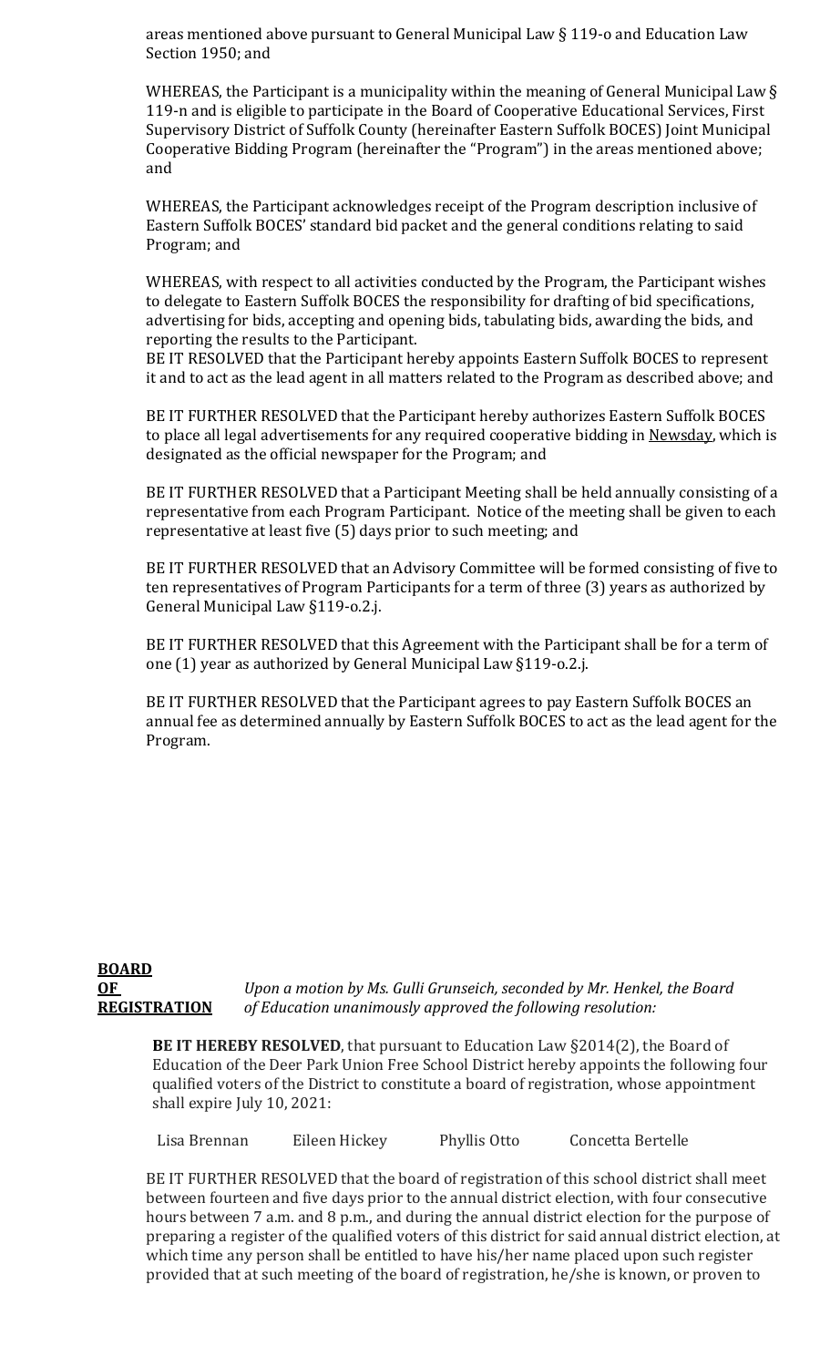areas mentioned above pursuant to General Municipal Law § 119-o and Education Law Section 1950; and

WHEREAS, the Participant is a municipality within the meaning of General Municipal Law § 119-n and is eligible to participate in the Board of Cooperative Educational Services, First Supervisory District of Suffolk County (hereinafter Eastern Suffolk BOCES) Joint Municipal Cooperative Bidding Program (hereinafter the "Program") in the areas mentioned above; and

WHEREAS, the Participant acknowledges receipt of the Program description inclusive of Eastern Suffolk BOCES' standard bid packet and the general conditions relating to said Program; and

WHEREAS, with respect to all activities conducted by the Program, the Participant wishes to delegate to Eastern Suffolk BOCES the responsibility for drafting of bid specifications, advertising for bids, accepting and opening bids, tabulating bids, awarding the bids, and reporting the results to the Participant.
BE IT RESOLVED that the Participant hereby appoints Eastern Suffolk BOCES to represent it and to act as the lead agent in all matters related to the Program as described above; and

BE IT FURTHER RESOLVED that the Participant hereby authorizes Eastern Suffolk BOCES to place all legal advertisements for any required cooperative bidding in Newsday, which is designated as the official newspaper for the Program; and

BE IT FURTHER RESOLVED that a Participant Meeting shall be held annually consisting of a representative from each Program Participant. Notice of the meeting shall be given to each representative at least five (5) days prior to such meeting; and

BE IT FURTHER RESOLVED that an Advisory Committee will be formed consisting of five to ten representatives of Program Participants for a term of three (3) years as authorized by General Municipal Law §119-o.2.j.

BE IT FURTHER RESOLVED that this Agreement with the Participant shall be for a term of one (1) year as authorized by General Municipal Law §119-o.2.j.

BE IT FURTHER RESOLVED that the Participant agrees to pay Eastern Suffolk BOCES an annual fee as determined annually by Eastern Suffolk BOCES to act as the lead agent for the Program.

**BOARD OF REGISTRATION**

*Upon a motion by Ms. Gulli Grunseich, seconded by Mr. Henkel, the Board of Education unanimously approved the following resolution:*

**BE IT HEREBY RESOLVED**, that pursuant to Education Law §2014(2), the Board of Education of the Deer Park Union Free School District hereby appoints the following four qualified voters of the District to constitute a board of registration, whose appointment shall expire July 10, 2021:

Lisa Brennan　　Eileen Hickey　　Phyllis Otto　　Concetta Bertelle

BE IT FURTHER RESOLVED that the board of registration of this school district shall meet between fourteen and five days prior to the annual district election, with four consecutive hours between 7 a.m. and 8 p.m., and during the annual district election for the purpose of preparing a register of the qualified voters of this district for said annual district election, at which time any person shall be entitled to have his/her name placed upon such register provided that at such meeting of the board of registration, he/she is known, or proven to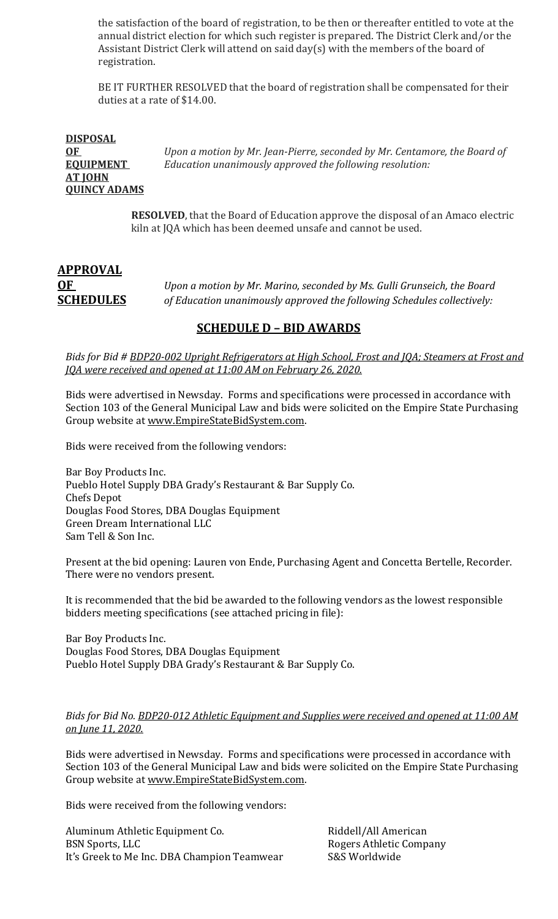the satisfaction of the board of registration, to be then or thereafter entitled to vote at the annual district election for which such register is prepared. The District Clerk and/or the Assistant District Clerk will attend on said day(s) with the members of the board of registration.

BE IT FURTHER RESOLVED that the board of registration shall be compensated for their duties at a rate of $14.00.

**DISPOSAL OF EQUIPMENT AT JOHN QUINCY ADAMS**

*Upon a motion by Mr. Jean-Pierre, seconded by Mr. Centamore, the Board of Education unanimously approved the following resolution:*

**RESOLVED**, that the Board of Education approve the disposal of an Amaco electric kiln at JQA which has been deemed unsafe and cannot be used.

**APPROVAL OF SCHEDULES**

*Upon a motion by Mr. Marino, seconded by Ms. Gulli Grunseich, the Board of Education unanimously approved the following Schedules collectively:*

## SCHEDULE D – BID AWARDS

*Bids for Bid # BDP20-002 Upright Refrigerators at High School, Frost and JQA; Steamers at Frost and JQA were received and opened at 11:00 AM on February 26, 2020.*

Bids were advertised in Newsday. Forms and specifications were processed in accordance with Section 103 of the General Municipal Law and bids were solicited on the Empire State Purchasing Group website at www.EmpireStateBidSystem.com.

Bids were received from the following vendors:

Bar Boy Products Inc.
Pueblo Hotel Supply DBA Grady's Restaurant & Bar Supply Co.
Chefs Depot
Douglas Food Stores, DBA Douglas Equipment
Green Dream International LLC
Sam Tell & Son Inc.

Present at the bid opening: Lauren von Ende, Purchasing Agent and Concetta Bertelle, Recorder. There were no vendors present.

It is recommended that the bid be awarded to the following vendors as the lowest responsible bidders meeting specifications (see attached pricing in file):

Bar Boy Products Inc.
Douglas Food Stores, DBA Douglas Equipment
Pueblo Hotel Supply DBA Grady's Restaurant & Bar Supply Co.

*Bids for Bid No. BDP20-012 Athletic Equipment and Supplies were received and opened at 11:00 AM on June 11, 2020.*

Bids were advertised in Newsday. Forms and specifications were processed in accordance with Section 103 of the General Municipal Law and bids were solicited on the Empire State Purchasing Group website at www.EmpireStateBidSystem.com.

Bids were received from the following vendors:

Aluminum Athletic Equipment Co.
BSN Sports, LLC
It's Greek to Me Inc. DBA Champion Teamwear
Riddell/All American
Rogers Athletic Company
S&S Worldwide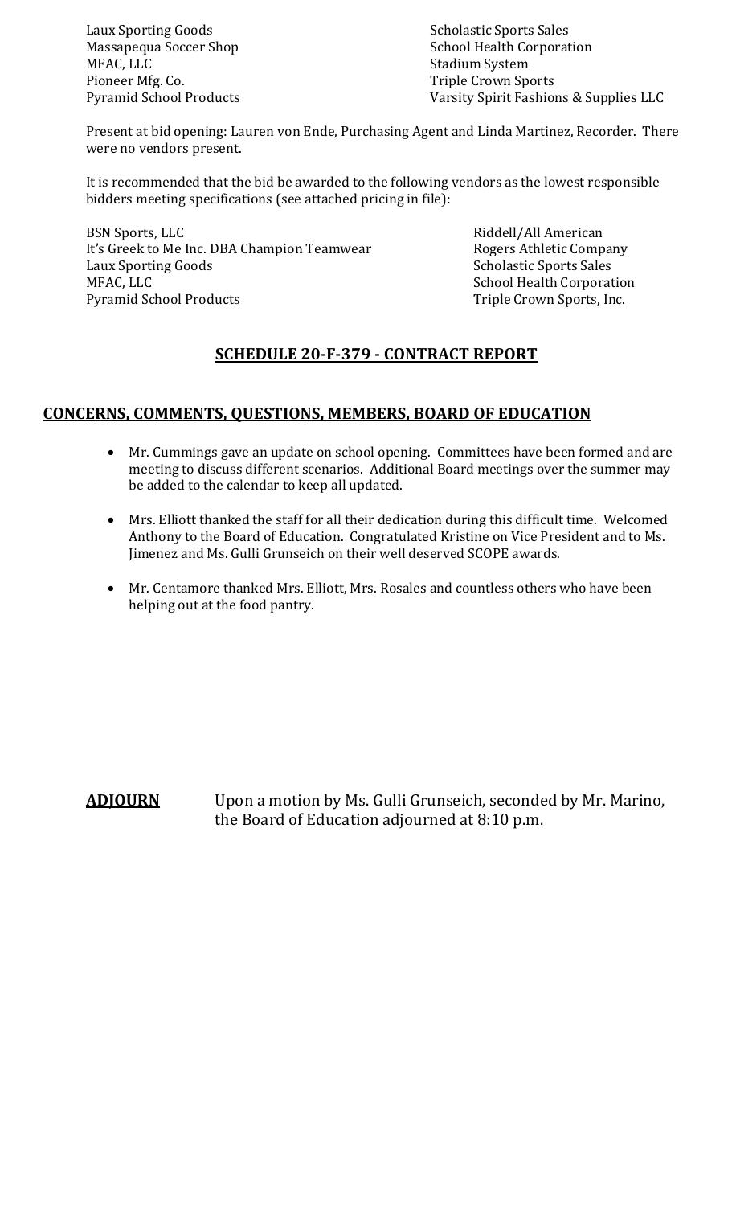Laux Sporting Goods
Massapequa Soccer Shop
MFAC, LLC
Pioneer Mfg. Co.
Pyramid School Products
Scholastic Sports Sales
School Health Corporation
Stadium System
Triple Crown Sports
Varsity Spirit Fashions & Supplies LLC

Present at bid opening: Lauren von Ende, Purchasing Agent and Linda Martinez, Recorder. There were no vendors present.

It is recommended that the bid be awarded to the following vendors as the lowest responsible bidders meeting specifications (see attached pricing in file):

BSN Sports, LLC
It's Greek to Me Inc. DBA Champion Teamwear
Laux Sporting Goods
MFAC, LLC
Pyramid School Products
Riddell/All American
Rogers Athletic Company
Scholastic Sports Sales
School Health Corporation
Triple Crown Sports, Inc.

## SCHEDULE 20-F-379 - CONTRACT REPORT

## CONCERNS, COMMENTS, QUESTIONS, MEMBERS, BOARD OF EDUCATION

- Mr. Cummings gave an update on school opening. Committees have been formed and are meeting to discuss different scenarios. Additional Board meetings over the summer may be added to the calendar to keep all updated.
- Mrs. Elliott thanked the staff for all their dedication during this difficult time. Welcomed Anthony to the Board of Education. Congratulated Kristine on Vice President and to Ms. Jimenez and Ms. Gulli Grunseich on their well deserved SCOPE awards.
- Mr. Centamore thanked Mrs. Elliott, Mrs. Rosales and countless others who have been helping out at the food pantry.

**ADJOURN** Upon a motion by Ms. Gulli Grunseich, seconded by Mr. Marino, the Board of Education adjourned at 8:10 p.m.